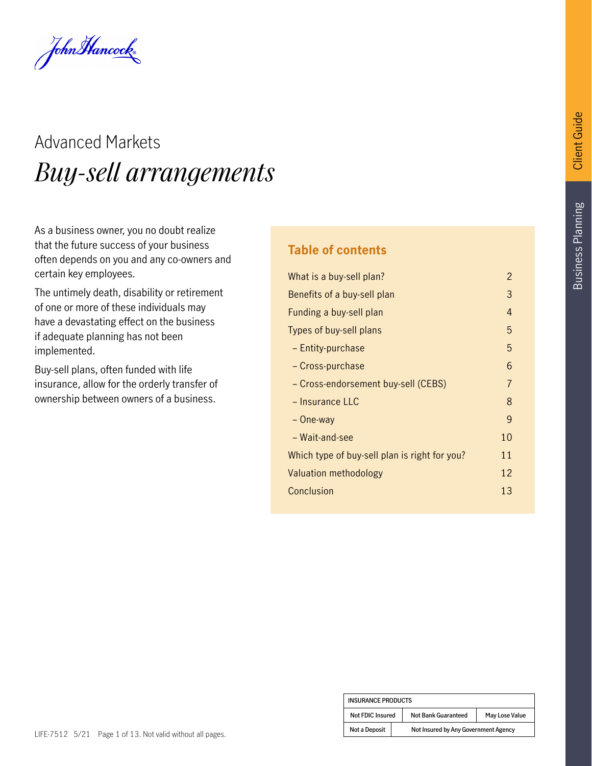John Hancock

Advanced Markets

# *Buy-sell arrangements*

As a business owner, you no doubt realize that the future success of your business often depends on you and any co-owners and certain key employees.

The untimely death, disability or retirement of one or more of these individuals may have a devastating effect on the business if adequate planning has not been implemented.

Buy-sell plans, often funded with life insurance, allow for the orderly transfer of ownership between owners of a business.

## Table of contents

| | |
|---|---|
| What is a buy-sell plan? | 2 |
| Benefits of a buy-sell plan | 3 |
| Funding a buy-sell plan | 4 |
| Types of buy-sell plans | 5 |
| – Entity-purchase | 5 |
| – Cross-purchase | 6 |
| – Cross-endorsement buy-sell (CEBS) | 7 |
| – Insurance LLC | 8 |
| – One-way | 9 |
| – Wait-and-see | 10 |
| Which type of buy-sell plan is right for you? | 11 |
| Valuation methodology | 12 |
| Conclusion | 13 |

Client Guide

Business Planning

| INSURANCE PRODUCTS | | |
|---|---|---|
| Not FDIC Insured | Not Bank Guaranteed | May Lose Value |
| Not a Deposit | Not Insured by Any Government Agency | |

LIFE-7512 5/21 Not valid without all pages.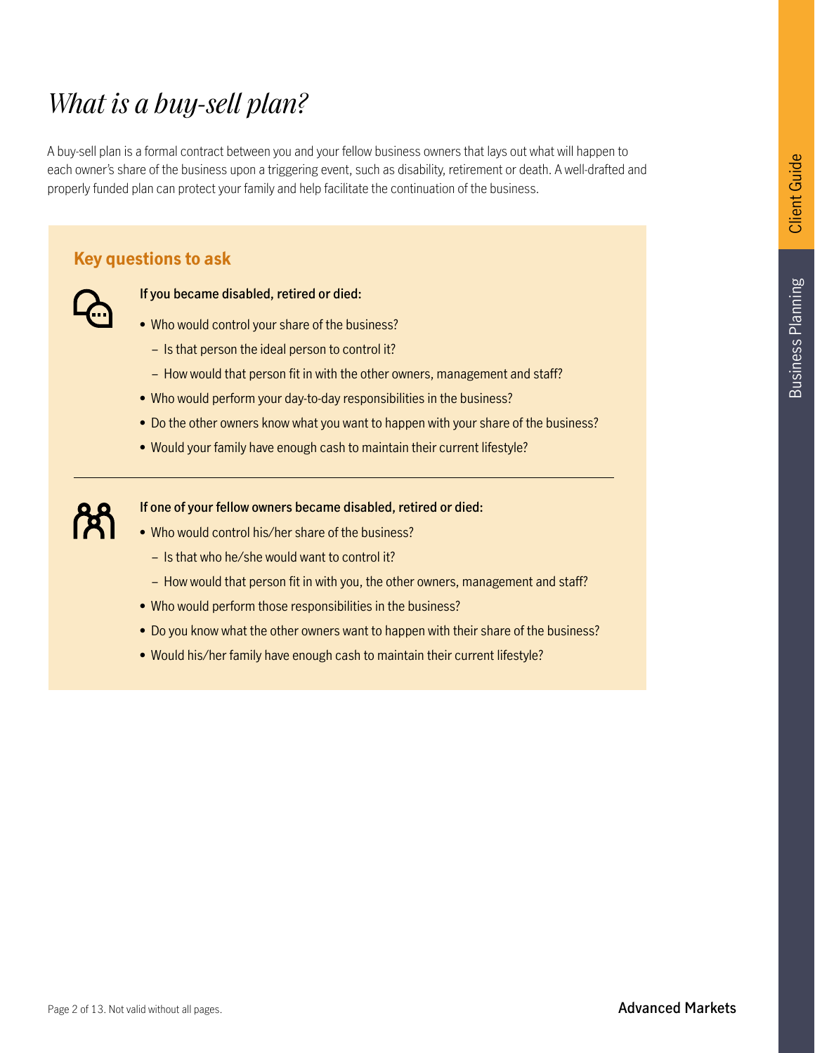# *What is a buy-sell plan?*

A buy-sell plan is a formal contract between you and your fellow business owners that lays out what will happen to each owner's share of the business upon a triggering event, such as disability, retirement or death. A well-drafted and properly funded plan can protect your family and help facilitate the continuation of the business.

## Key questions to ask

**If you became disabled, retired or died:**

- Who would control your share of the business?
  - Is that person the ideal person to control it?
  - How would that person fit in with the other owners, management and staff?
- Who would perform your day-to-day responsibilities in the business?
- Do the other owners know what you want to happen with your share of the business?
- Would your family have enough cash to maintain their current lifestyle?

---

**If one of your fellow owners became disabled, retired or died:**

- Who would control his/her share of the business?
  - Is that who he/she would want to control it?
  - How would that person fit in with you, the other owners, management and staff?
- Who would perform those responsibilities in the business?
- Do you know what the other owners want to happen with their share of the business?
- Would his/her family have enough cash to maintain their current lifestyle?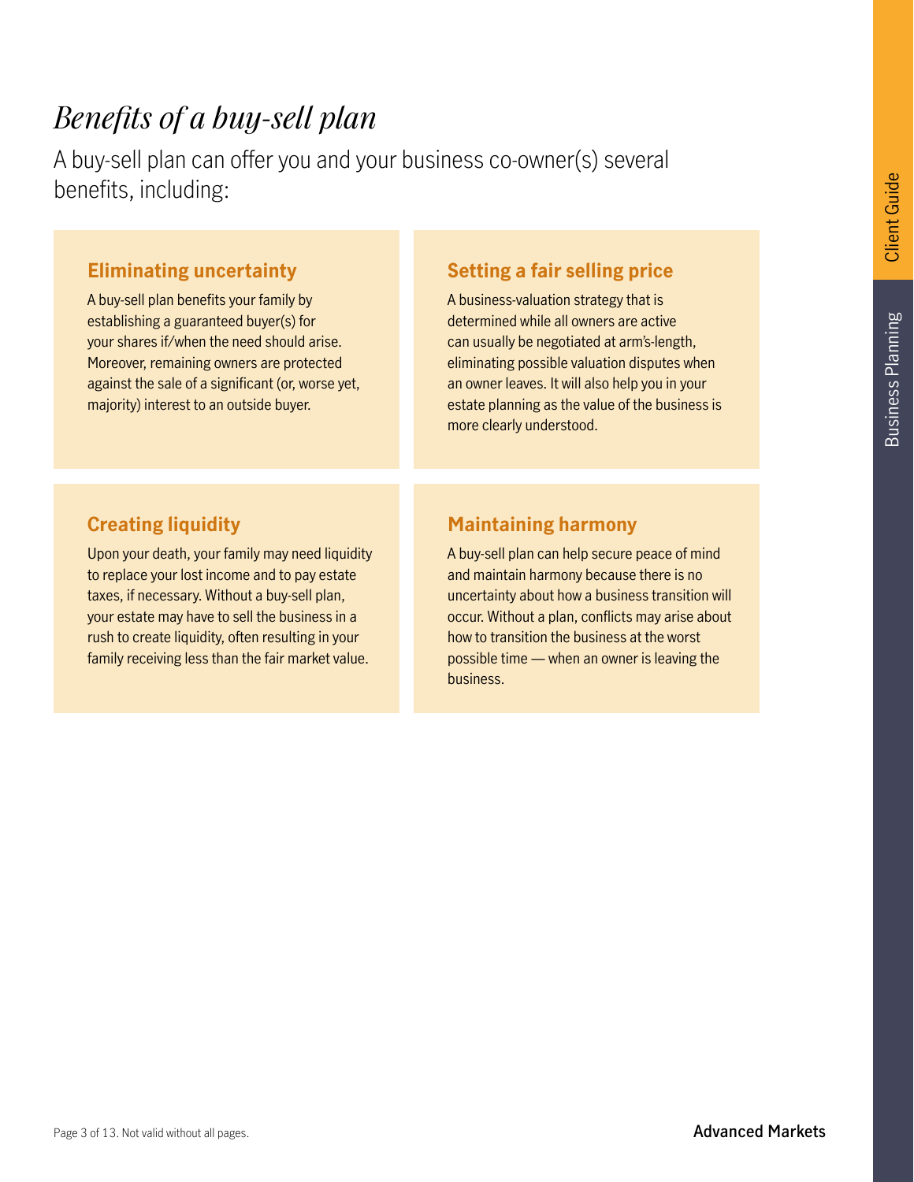# *Benefits of a buy-sell plan*

A buy-sell plan can offer you and your business co-owner(s) several benefits, including:

### Eliminating uncertainty

A buy-sell plan benefits your family by establishing a guaranteed buyer(s) for your shares if/when the need should arise. Moreover, remaining owners are protected against the sale of a significant (or, worse yet, majority) interest to an outside buyer.

### Setting a fair selling price

A business-valuation strategy that is determined while all owners are active can usually be negotiated at arm's-length, eliminating possible valuation disputes when an owner leaves. It will also help you in your estate planning as the value of the business is more clearly understood.

### Creating liquidity

Upon your death, your family may need liquidity to replace your lost income and to pay estate taxes, if necessary. Without a buy-sell plan, your estate may have to sell the business in a rush to create liquidity, often resulting in your family receiving less than the fair market value.

### Maintaining harmony

A buy-sell plan can help secure peace of mind and maintain harmony because there is no uncertainty about how a business transition will occur. Without a plan, conflicts may arise about how to transition the business at the worst possible time — when an owner is leaving the business.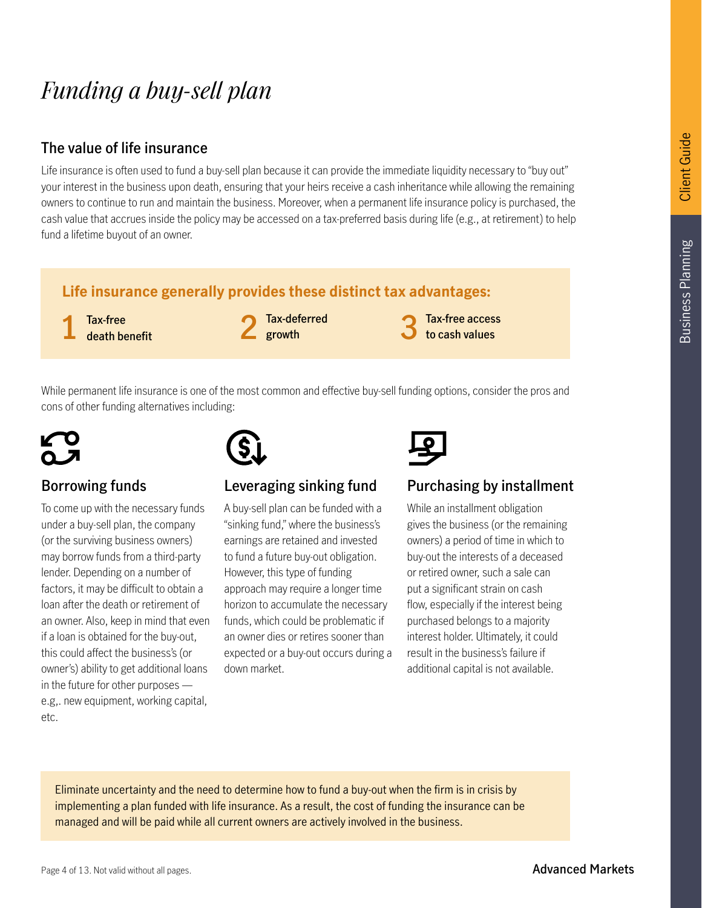# *Funding a buy-sell plan*

## The value of life insurance

Life insurance is often used to fund a buy-sell plan because it can provide the immediate liquidity necessary to "buy out" your interest in the business upon death, ensuring that your heirs receive a cash inheritance while allowing the remaining owners to continue to run and maintain the business. Moreover, when a permanent life insurance policy is purchased, the cash value that accrues inside the policy may be accessed on a tax-preferred basis during life (e.g., at retirement) to help fund a lifetime buyout of an owner.

**Life insurance generally provides these distinct tax advantages:**

1. **Tax-free death benefit**
2. **Tax-deferred growth**
3. **Tax-free access to cash values**

While permanent life insurance is one of the most common and effective buy-sell funding options, consider the pros and cons of other funding alternatives including:

### Borrowing funds

To come up with the necessary funds under a buy-sell plan, the company (or the surviving business owners) may borrow funds from a third-party lender. Depending on a number of factors, it may be difficult to obtain a loan after the death or retirement of an owner. Also, keep in mind that even if a loan is obtained for the buy-out, this could affect the business's (or owner's) ability to get additional loans in the future for other purposes — e.g,. new equipment, working capital, etc.

### Leveraging sinking fund

A buy-sell plan can be funded with a "sinking fund," where the business's earnings are retained and invested to fund a future buy-out obligation. However, this type of funding approach may require a longer time horizon to accumulate the necessary funds, which could be problematic if an owner dies or retires sooner than expected or a buy-out occurs during a down market.

### Purchasing by installment

While an installment obligation gives the business (or the remaining owners) a period of time in which to buy-out the interests of a deceased or retired owner, such a sale can put a significant strain on cash flow, especially if the interest being purchased belongs to a majority interest holder. Ultimately, it could result in the business's failure if additional capital is not available.

Eliminate uncertainty and the need to determine how to fund a buy-out when the firm is in crisis by implementing a plan funded with life insurance. As a result, the cost of funding the insurance can be managed and will be paid while all current owners are actively involved in the business.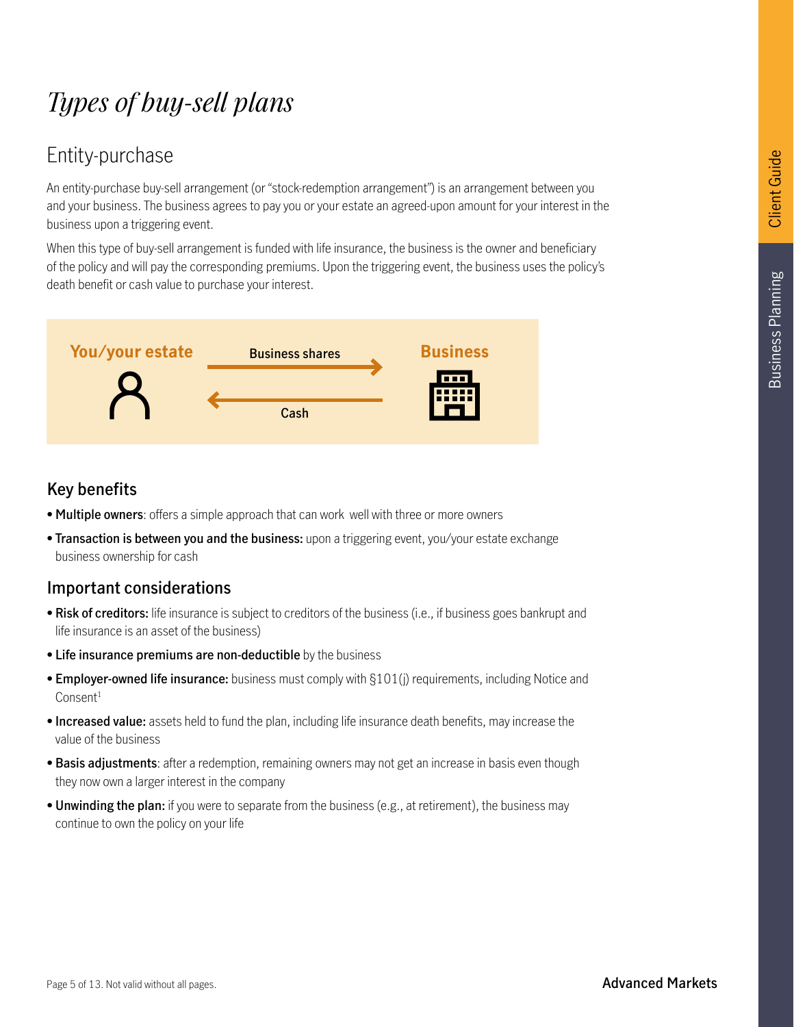# *Types of buy-sell plans*

## Entity-purchase

An entity-purchase buy-sell arrangement (or "stock-redemption arrangement") is an arrangement between you and your business. The business agrees to pay you or your estate an agreed-upon amount for your interest in the business upon a triggering event.

When this type of buy-sell arrangement is funded with life insurance, the business is the owner and beneficiary of the policy and will pay the corresponding premiums. Upon the triggering event, the business uses the policy's death benefit or cash value to purchase your interest.

**You/your estate** — Business shares → **Business**

**Business** — Cash → **You/your estate**

### Key benefits

- **Multiple owners**: offers a simple approach that can work well with three or more owners
- **Transaction is between you and the business:** upon a triggering event, you/your estate exchange business ownership for cash

### Important considerations

- **Risk of creditors:** life insurance is subject to creditors of the business (i.e., if business goes bankrupt and life insurance is an asset of the business)
- **Life insurance premiums are non-deductible** by the business
- **Employer-owned life insurance:** business must comply with §101(j) requirements, including Notice and Consent[1]
- **Increased value:** assets held to fund the plan, including life insurance death benefits, may increase the value of the business
- **Basis adjustments**: after a redemption, remaining owners may not get an increase in basis even though they now own a larger interest in the company
- **Unwinding the plan:** if you were to separate from the business (e.g., at retirement), the business may continue to own the policy on your life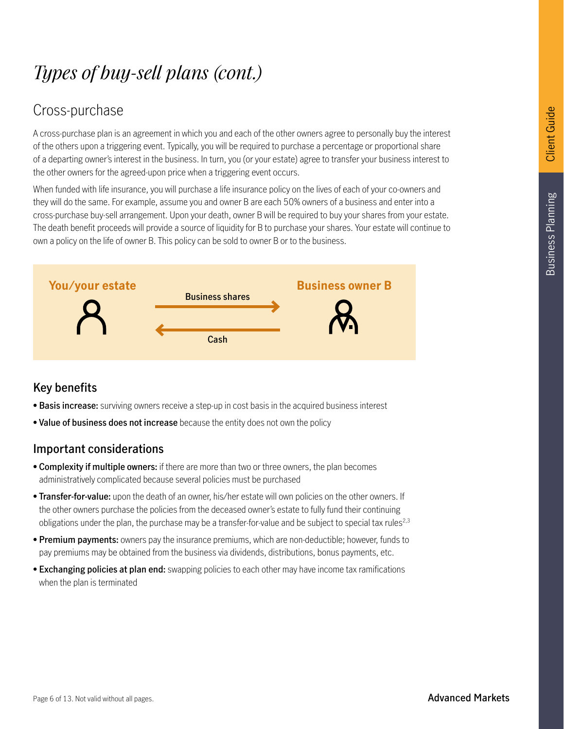# *Types of buy-sell plans (cont.)*

## Cross-purchase

A cross-purchase plan is an agreement in which you and each of the other owners agree to personally buy the interest of the others upon a triggering event. Typically, you will be required to purchase a percentage or proportional share of a departing owner's interest in the business. In turn, you (or your estate) agree to transfer your business interest to the other owners for the agreed-upon price when a triggering event occurs.

When funded with life insurance, you will purchase a life insurance policy on the lives of each of your co-owners and they will do the same. For example, assume you and owner B are each 50% owners of a business and enter into a cross-purchase buy-sell arrangement. Upon your death, owner B will be required to buy your shares from your estate. The death benefit proceeds will provide a source of liquidity for B to purchase your shares. Your estate will continue to own a policy on the life of owner B. This policy can be sold to owner B or to the business.

**You/your estate** — Business shares → **Business owner B**

**You/your estate** ← Cash — **Business owner B**

### Key benefits

- **Basis increase:** surviving owners receive a step-up in cost basis in the acquired business interest
- **Value of business does not increase** because the entity does not own the policy

### Important considerations

- **Complexity if multiple owners:** if there are more than two or three owners, the plan becomes administratively complicated because several policies must be purchased
- **Transfer-for-value:** upon the death of an owner, his/her estate will own policies on the other owners. If the other owners purchase the policies from the deceased owner's estate to fully fund their continuing obligations under the plan, the purchase may be a transfer-for-value and be subject to special tax rules[2,3]
- **Premium payments:** owners pay the insurance premiums, which are non-deductible; however, funds to pay premiums may be obtained from the business via dividends, distributions, bonus payments, etc.
- **Exchanging policies at plan end:** swapping policies to each other may have income tax ramifications when the plan is terminated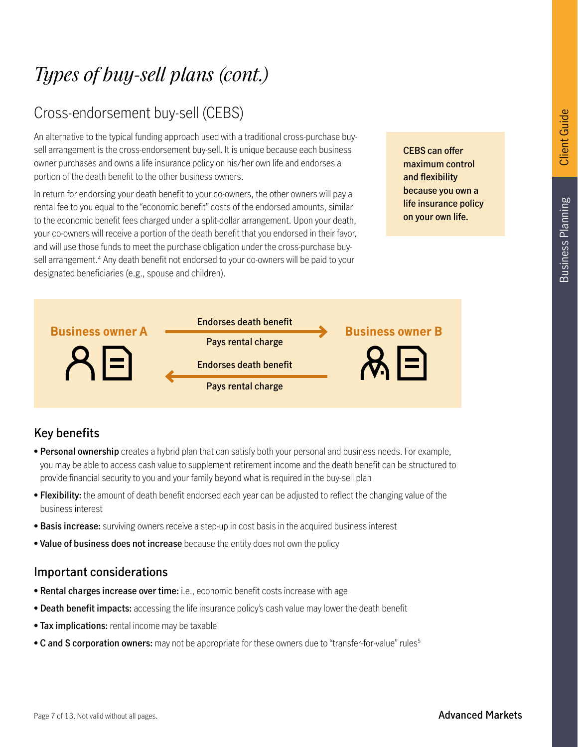# *Types of buy-sell plans (cont.)*

## Cross-endorsement buy-sell (CEBS)

An alternative to the typical funding approach used with a traditional cross-purchase buy-sell arrangement is the cross-endorsement buy-sell. It is unique because each business owner purchases and owns a life insurance policy on his/her own life and endorses a portion of the death benefit to the other business owners.

In return for endorsing your death benefit to your co-owners, the other owners will pay a rental fee to you equal to the "economic benefit" costs of the endorsed amounts, similar to the economic benefit fees charged under a split-dollar arrangement. Upon your death, your co-owners will receive a portion of the death benefit that you endorsed in their favor, and will use those funds to meet the purchase obligation under the cross-purchase buy-sell arrangement.[4] Any death benefit not endorsed to your co-owners will be paid to your designated beneficiaries (e.g., spouse and children).

**CEBS can offer maximum control and flexibility because you own a life insurance policy on your own life.**

**Business owner A** — Endorses death benefit → **Business owner B**

Pays rental charge

**Business owner A** ← Endorses death benefit — **Business owner B**

Pays rental charge

### Key benefits

- **Personal ownership** creates a hybrid plan that can satisfy both your personal and business needs. For example, you may be able to access cash value to supplement retirement income and the death benefit can be structured to provide financial security to you and your family beyond what is required in the buy-sell plan
- **Flexibility:** the amount of death benefit endorsed each year can be adjusted to reflect the changing value of the business interest
- **Basis increase:** surviving owners receive a step-up in cost basis in the acquired business interest
- **Value of business does not increase** because the entity does not own the policy

### Important considerations

- **Rental charges increase over time:** i.e., economic benefit costs increase with age
- **Death benefit impacts:** accessing the life insurance policy's cash value may lower the death benefit
- **Tax implications:** rental income may be taxable
- **C and S corporation owners:** may not be appropriate for these owners due to "transfer-for-value" rules[5]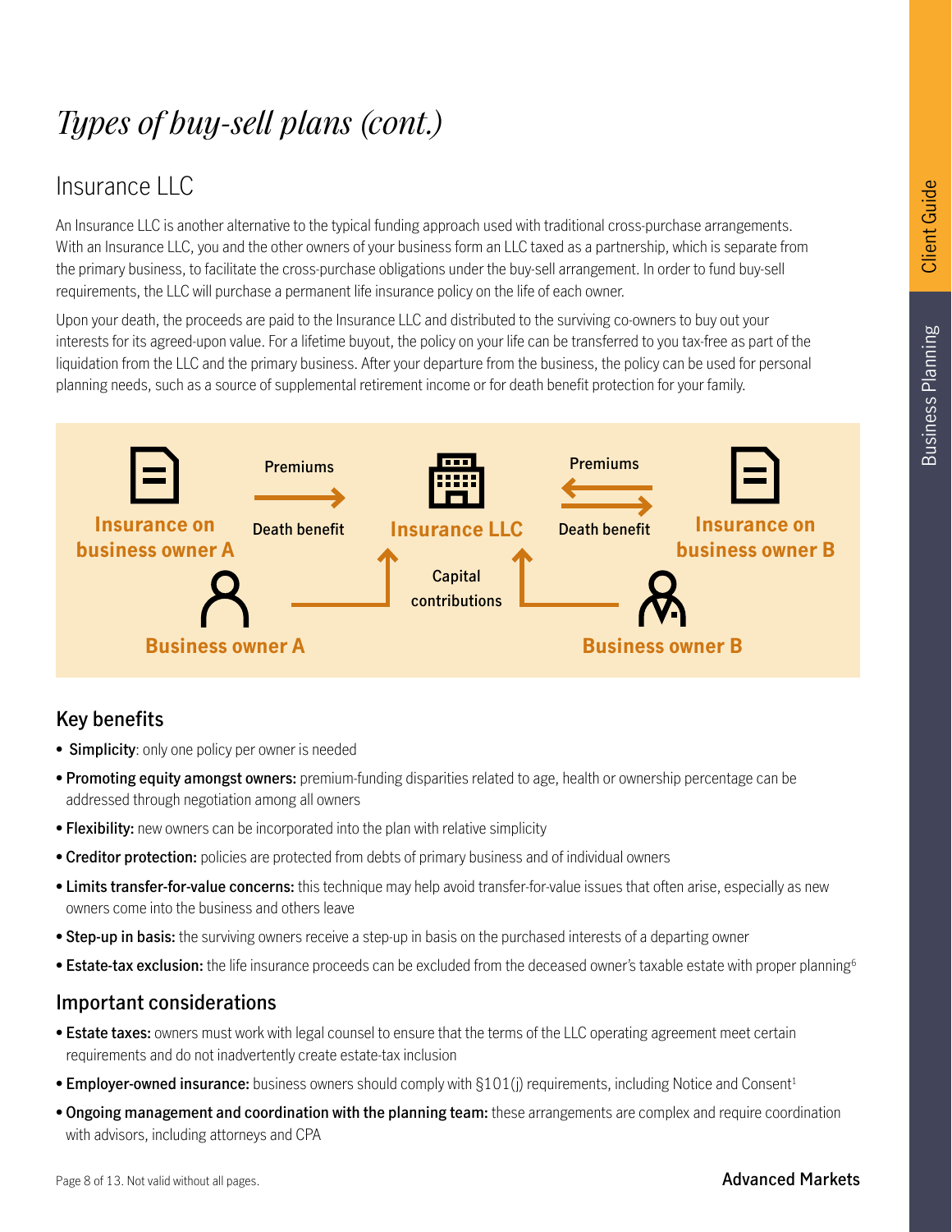# *Types of buy-sell plans (cont.)*

## Insurance LLC

An Insurance LLC is another alternative to the typical funding approach used with traditional cross-purchase arrangements. With an Insurance LLC, you and the other owners of your business form an LLC taxed as a partnership, which is separate from the primary business, to facilitate the cross-purchase obligations under the buy-sell arrangement. In order to fund buy-sell requirements, the LLC will purchase a permanent life insurance policy on the life of each owner.

Upon your death, the proceeds are paid to the Insurance LLC and distributed to the surviving co-owners to buy out your interests for its agreed-upon value. For a lifetime buyout, the policy on your life can be transferred to you tax-free as part of the liquidation from the LLC and the primary business. After your departure from the business, the policy can be used for personal planning needs, such as a source of supplemental retirement income or for death benefit protection for your family.

Insurance on business owner A — Premiums / Death benefit — Insurance LLC — Premiums / Death benefit — Insurance on business owner B

Business owner A — Capital contributions — Business owner B

### Key benefits

- **Simplicity**: only one policy per owner is needed
- **Promoting equity amongst owners:** premium-funding disparities related to age, health or ownership percentage can be addressed through negotiation among all owners
- **Flexibility:** new owners can be incorporated into the plan with relative simplicity
- **Creditor protection:** policies are protected from debts of primary business and of individual owners
- **Limits transfer-for-value concerns:** this technique may help avoid transfer-for-value issues that often arise, especially as new owners come into the business and others leave
- **Step-up in basis:** the surviving owners receive a step-up in basis on the purchased interests of a departing owner
- **Estate-tax exclusion:** the life insurance proceeds can be excluded from the deceased owner's taxable estate with proper planning[6]

### Important considerations

- **Estate taxes:** owners must work with legal counsel to ensure that the terms of the LLC operating agreement meet certain requirements and do not inadvertently create estate-tax inclusion
- **Employer-owned insurance:** business owners should comply with §101(j) requirements, including Notice and Consent[1]
- **Ongoing management and coordination with the planning team:** these arrangements are complex and require coordination with advisors, including attorneys and CPA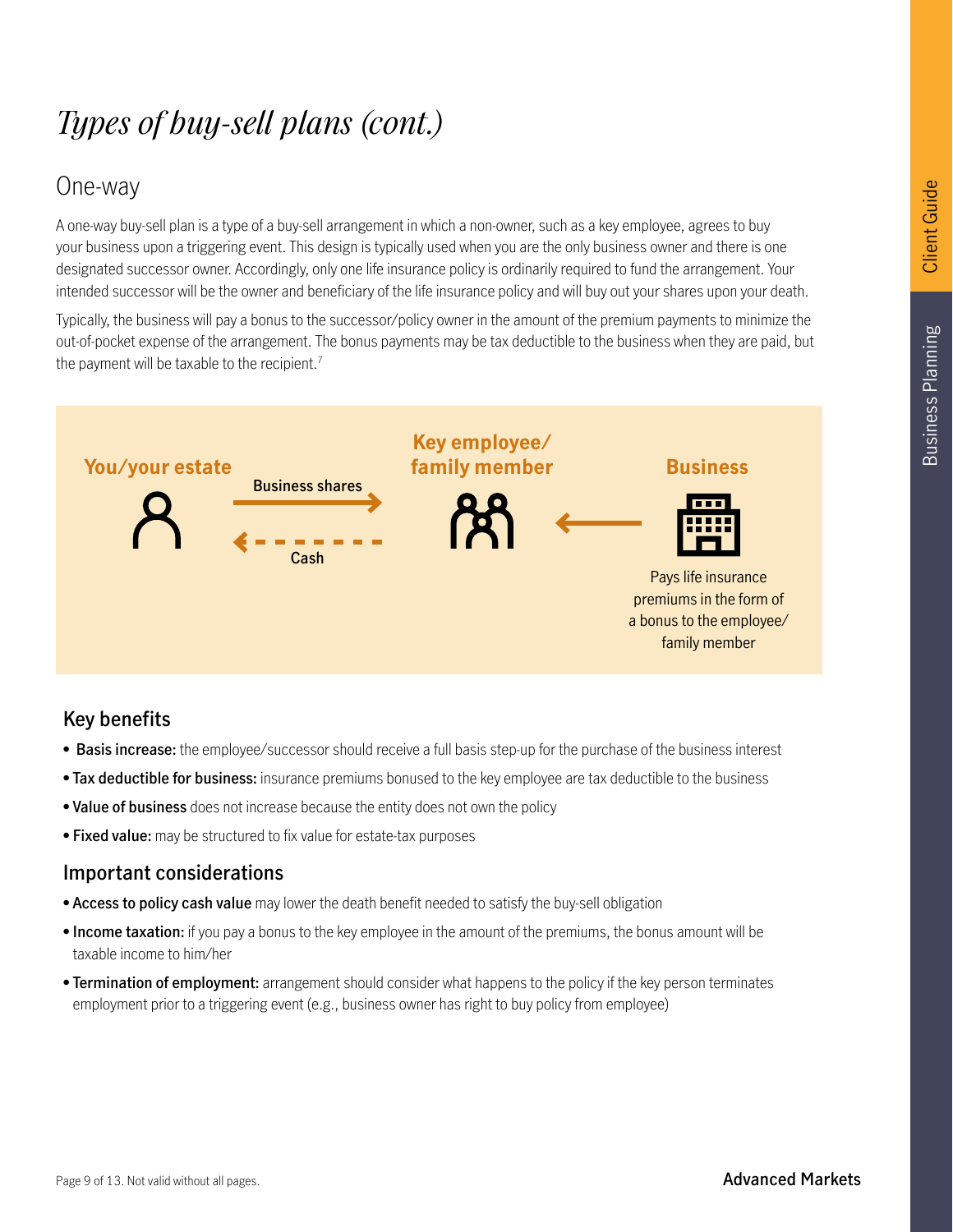# *Types of buy-sell plans (cont.)*

## One-way

A one-way buy-sell plan is a type of a buy-sell arrangement in which a non-owner, such as a key employee, agrees to buy your business upon a triggering event. This design is typically used when you are the only business owner and there is one designated successor owner. Accordingly, only one life insurance policy is ordinarily required to fund the arrangement. Your intended successor will be the owner and beneficiary of the life insurance policy and will buy out your shares upon your death.

Typically, the business will pay a bonus to the successor/policy owner in the amount of the premium payments to minimize the out-of-pocket expense of the arrangement. The bonus payments may be tax deductible to the business when they are paid, but the payment will be taxable to the recipient.[7]

**You/your estate** — Business shares → **Key employee/ family member**

**Key employee/ family member** — Cash → **You/your estate**

**Business** → **Key employee/ family member**: Pays life insurance premiums in the form of a bonus to the employee/ family member

### Key benefits

- **Basis increase:** the employee/successor should receive a full basis step-up for the purchase of the business interest
- **Tax deductible for business:** insurance premiums bonused to the key employee are tax deductible to the business
- **Value of business** does not increase because the entity does not own the policy
- **Fixed value:** may be structured to fix value for estate-tax purposes

### Important considerations

- **Access to policy cash value** may lower the death benefit needed to satisfy the buy-sell obligation
- **Income taxation:** if you pay a bonus to the key employee in the amount of the premiums, the bonus amount will be taxable income to him/her
- **Termination of employment:** arrangement should consider what happens to the policy if the key person terminates employment prior to a triggering event (e.g., business owner has right to buy policy from employee)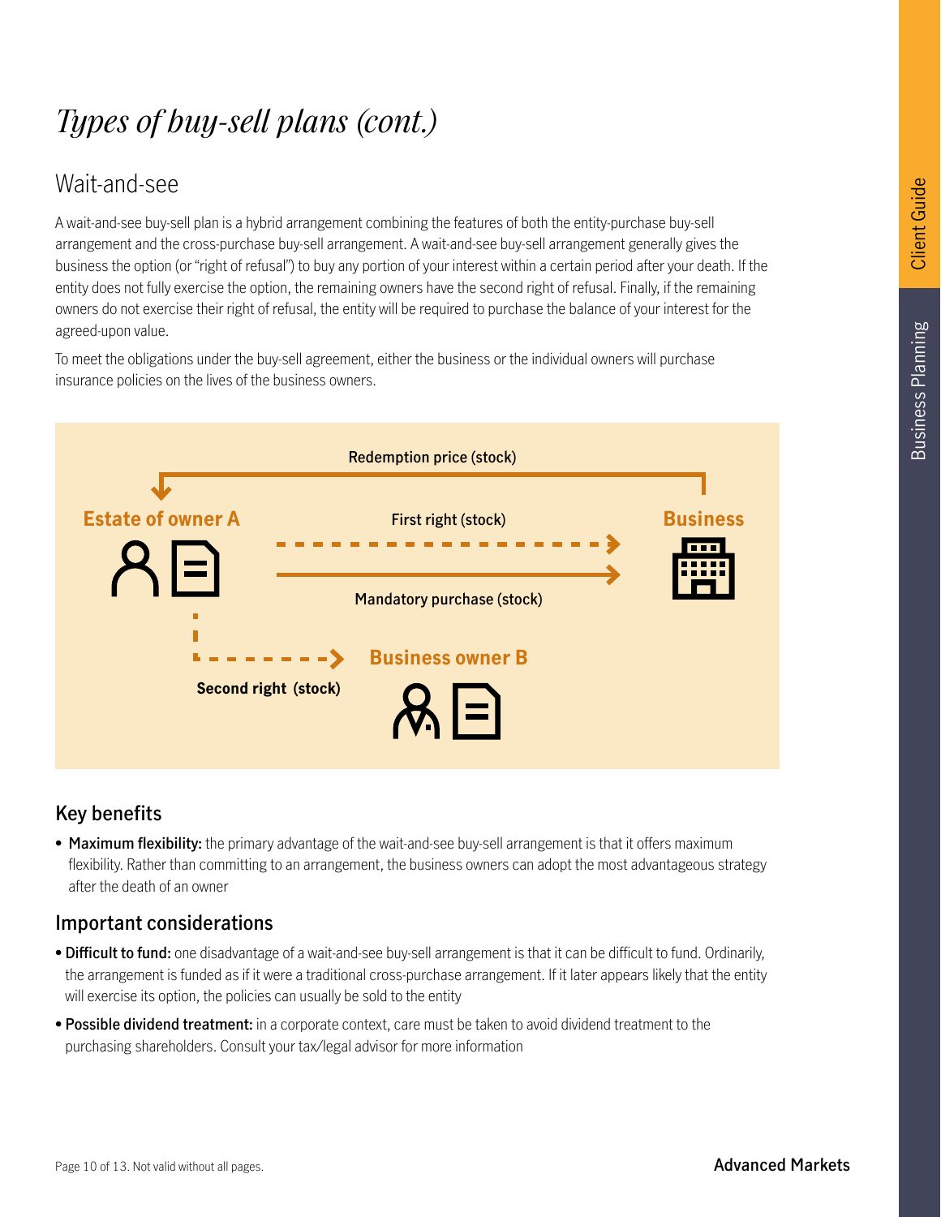# *Types of buy-sell plans (cont.)*

## Wait-and-see

A wait-and-see buy-sell plan is a hybrid arrangement combining the features of both the entity-purchase buy-sell arrangement and the cross-purchase buy-sell arrangement. A wait-and-see buy-sell arrangement generally gives the business the option (or "right of refusal") to buy any portion of your interest within a certain period after your death. If the entity does not fully exercise the option, the remaining owners have the second right of refusal. Finally, if the remaining owners do not exercise their right of refusal, the entity will be required to purchase the balance of your interest for the agreed-upon value.

To meet the obligations under the buy-sell agreement, either the business or the individual owners will purchase insurance policies on the lives of the business owners.

Redemption price (stock)

**Estate of owner A**

First right (stock)

**Business**

Mandatory purchase (stock)

**Business owner B**

Second right (stock)

### Key benefits

- **Maximum flexibility:** the primary advantage of the wait-and-see buy-sell arrangement is that it offers maximum flexibility. Rather than committing to an arrangement, the business owners can adopt the most advantageous strategy after the death of an owner

### Important considerations

- **Difficult to fund:** one disadvantage of a wait-and-see buy-sell arrangement is that it can be difficult to fund. Ordinarily, the arrangement is funded as if it were a traditional cross-purchase arrangement. If it later appears likely that the entity will exercise its option, the policies can usually be sold to the entity
- **Possible dividend treatment:** in a corporate context, care must be taken to avoid dividend treatment to the purchasing shareholders. Consult your tax/legal advisor for more information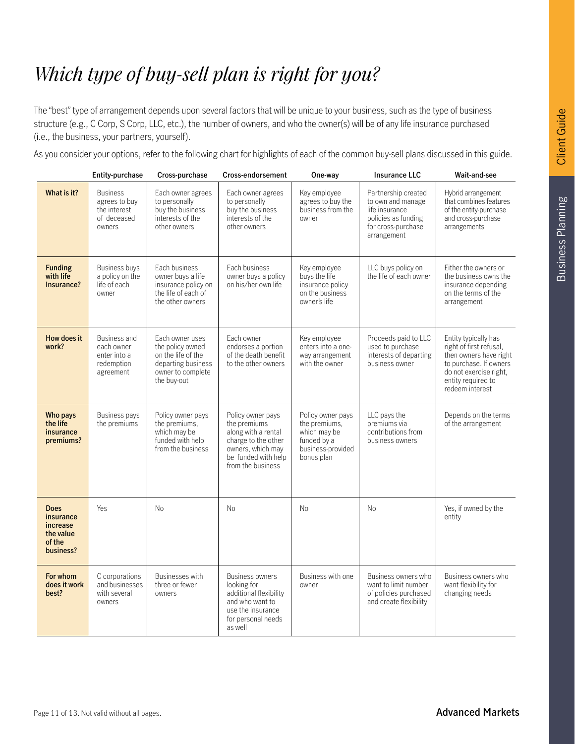# *Which type of buy-sell plan is right for you?*

The "best" type of arrangement depends upon several factors that will be unique to your business, such as the type of business structure (e.g., C Corp, S Corp, LLC, etc.), the number of owners, and who the owner(s) will be of any life insurance purchased (i.e., the business, your partners, yourself).

As you consider your options, refer to the following chart for highlights of each of the common buy-sell plans discussed in this guide.

| | Entity-purchase | Cross-purchase | Cross-endorsement | One-way | Insurance LLC | Wait-and-see |
|---|---|---|---|---|---|---|
| **What is it?** | Business agrees to buy the interest of deceased owners | Each owner agrees to personally buy the business interests of the other owners | Each owner agrees to personally buy the business interests of the other owners | Key employee agrees to buy the business from the owner | Partnership created to own and manage life insurance policies as funding for cross-purchase arrangement | Hybrid arrangement that combines features of the entity-purchase and cross-purchase arrangements |
| **Funding with life Insurance?** | Business buys a policy on the life of each owner | Each business owner buys a life insurance policy on the life of each of the other owners | Each business owner buys a policy on his/her own life | Key employee buys the life insurance policy on the business owner's life | LLC buys policy on the life of each owner | Either the owners or the business owns the insurance depending on the terms of the arrangement |
| **How does it work?** | Business and each owner enter into a redemption agreement | Each owner uses the policy owned on the life of the departing business owner to complete the buy-out | Each owner endorses a portion of the death benefit to the other owners | Key employee enters into a one-way arrangement with the owner | Proceeds paid to LLC used to purchase interests of departing business owner | Entity typically has right of first refusal, then owners have right to purchase. If owners do not exercise right, entity required to redeem interest |
| **Who pays the life insurance premiums?** | Business pays the premiums | Policy owner pays the premiums, which may be funded with help from the business | Policy owner pays the premiums along with a rental charge to the other owners, which may be funded with help from the business | Policy owner pays the premiums, which may be funded by a business-provided bonus plan | LLC pays the premiums via contributions from business owners | Depends on the terms of the arrangement |
| **Does insurance increase the value of the business?** | Yes | No | No | No | No | Yes, if owned by the entity |
| **For whom does it work best?** | C corporations and businesses with several owners | Businesses with three or fewer owners | Business owners looking for additional flexibility and who want to use the insurance for personal needs as well | Business with one owner | Business owners who want to limit number of policies purchased and create flexibility | Business owners who want flexibility for changing needs |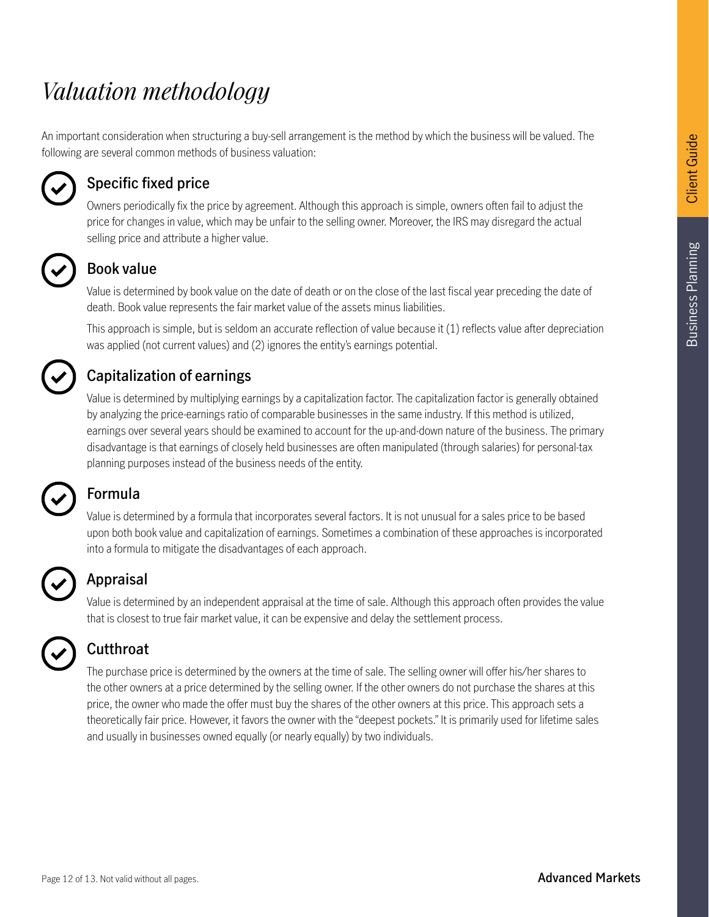# *Valuation methodology*

An important consideration when structuring a buy-sell arrangement is the method by which the business will be valued. The following are several common methods of business valuation:

## Specific fixed price

Owners periodically fix the price by agreement. Although this approach is simple, owners often fail to adjust the price for changes in value, which may be unfair to the selling owner. Moreover, the IRS may disregard the actual selling price and attribute a higher value.

## Book value

Value is determined by book value on the date of death or on the close of the last fiscal year preceding the date of death. Book value represents the fair market value of the assets minus liabilities.

This approach is simple, but is seldom an accurate reflection of value because it (1) reflects value after depreciation was applied (not current values) and (2) ignores the entity's earnings potential.

## Capitalization of earnings

Value is determined by multiplying earnings by a capitalization factor. The capitalization factor is generally obtained by analyzing the price-earnings ratio of comparable businesses in the same industry. If this method is utilized, earnings over several years should be examined to account for the up-and-down nature of the business. The primary disadvantage is that earnings of closely held businesses are often manipulated (through salaries) for personal-tax planning purposes instead of the business needs of the entity.

## Formula

Value is determined by a formula that incorporates several factors. It is not unusual for a sales price to be based upon both book value and capitalization of earnings. Sometimes a combination of these approaches is incorporated into a formula to mitigate the disadvantages of each approach.

## Appraisal

Value is determined by an independent appraisal at the time of sale. Although this approach often provides the value that is closest to true fair market value, it can be expensive and delay the settlement process.

## Cutthroat

The purchase price is determined by the owners at the time of sale. The selling owner will offer his/her shares to the other owners at a price determined by the selling owner. If the other owners do not purchase the shares at this price, the owner who made the offer must buy the shares of the other owners at this price. This approach sets a theoretically fair price. However, it favors the owner with the "deepest pockets." It is primarily used for lifetime sales and usually in businesses owned equally (or nearly equally) by two individuals.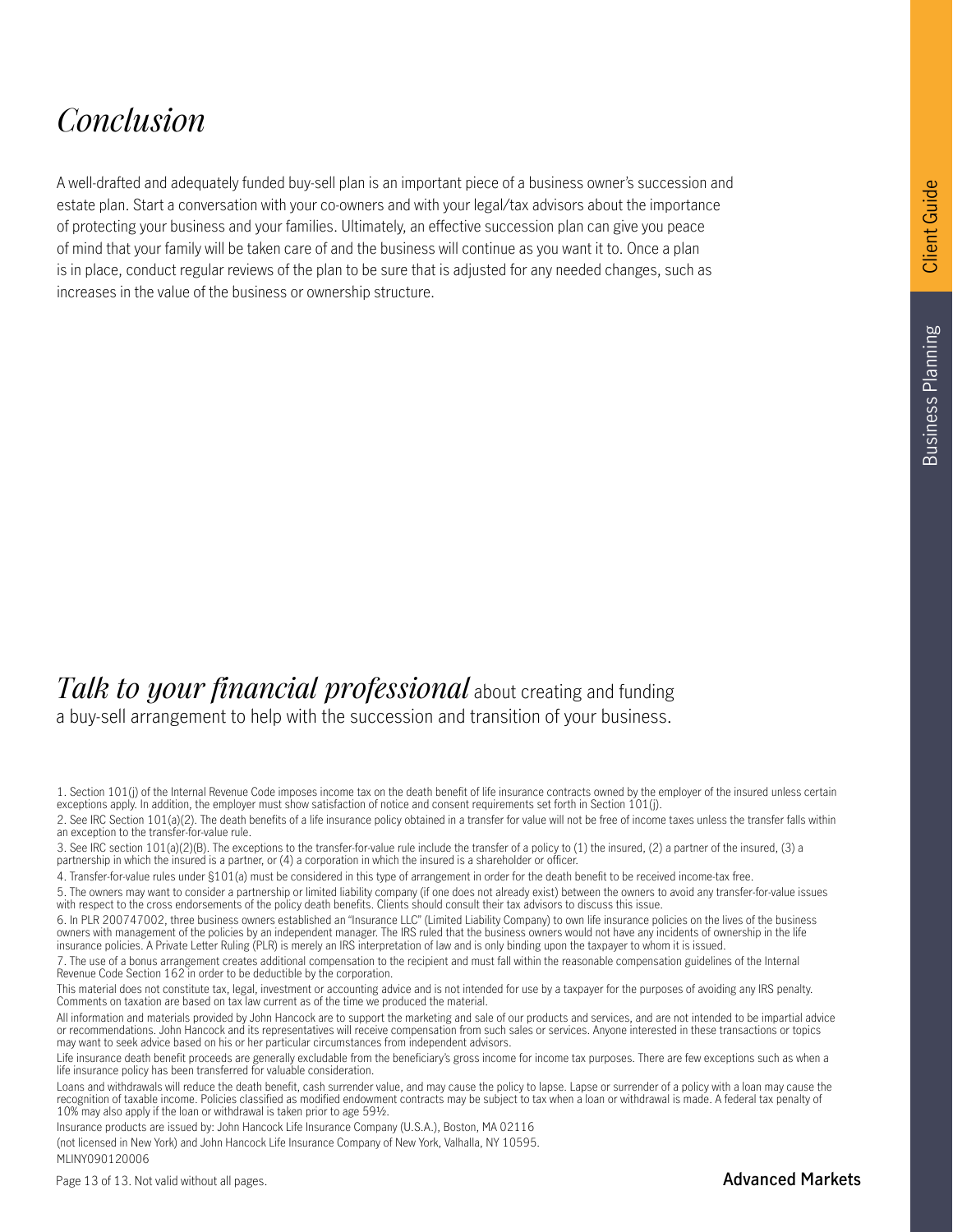# *Conclusion*

A well-drafted and adequately funded buy-sell plan is an important piece of a business owner's succession and estate plan. Start a conversation with your co-owners and with your legal/tax advisors about the importance of protecting your business and your families. Ultimately, an effective succession plan can give you peace of mind that your family will be taken care of and the business will continue as you want it to. Once a plan is in place, conduct regular reviews of the plan to be sure that is adjusted for any needed changes, such as increases in the value of the business or ownership structure.

## *Talk to your financial professional* about creating and funding a buy-sell arrangement to help with the succession and transition of your business.

1. Section 101(j) of the Internal Revenue Code imposes income tax on the death benefit of life insurance contracts owned by the employer of the insured unless certain exceptions apply. In addition, the employer must show satisfaction of notice and consent requirements set forth in Section 101(j).

2. See IRC Section 101(a)(2). The death benefits of a life insurance policy obtained in a transfer for value will not be free of income taxes unless the transfer falls within an exception to the transfer-for-value rule.

3. See IRC section 101(a)(2)(B). The exceptions to the transfer-for-value rule include the transfer of a policy to (1) the insured, (2) a partner of the insured, (3) a partnership in which the insured is a partner, or (4) a corporation in which the insured is a shareholder or officer.

4. Transfer-for-value rules under §101(a) must be considered in this type of arrangement in order for the death benefit to be received income-tax free.

5. The owners may want to consider a partnership or limited liability company (if one does not already exist) between the owners to avoid any transfer-for-value issues with respect to the cross endorsements of the policy death benefits. Clients should consult their tax advisors to discuss this issue.

6. In PLR 200747002, three business owners established an "Insurance LLC" (Limited Liability Company) to own life insurance policies on the lives of the business owners with management of the policies by an independent manager. The IRS ruled that the business owners would not have any incidents of ownership in the life insurance policies. A Private Letter Ruling (PLR) is merely an IRS interpretation of law and is only binding upon the taxpayer to whom it is issued.

7. The use of a bonus arrangement creates additional compensation to the recipient and must fall within the reasonable compensation guidelines of the Internal Revenue Code Section 162 in order to be deductible by the corporation.

This material does not constitute tax, legal, investment or accounting advice and is not intended for use by a taxpayer for the purposes of avoiding any IRS penalty. Comments on taxation are based on tax law current as of the time we produced the material.

All information and materials provided by John Hancock are to support the marketing and sale of our products and services, and are not intended to be impartial advice or recommendations. John Hancock and its representatives will receive compensation from such sales or services. Anyone interested in these transactions or topics may want to seek advice based on his or her particular circumstances from independent advisors.

Life insurance death benefit proceeds are generally excludable from the beneficiary's gross income for income tax purposes. There are few exceptions such as when a life insurance policy has been transferred for valuable consideration.

Loans and withdrawals will reduce the death benefit, cash surrender value, and may cause the policy to lapse. Lapse or surrender of a policy with a loan may cause the recognition of taxable income. Policies classified as modified endowment contracts may be subject to tax when a loan or withdrawal is made. A federal tax penalty of 10% may also apply if the loan or withdrawal is taken prior to age 59½.

Insurance products are issued by: John Hancock Life Insurance Company (U.S.A.), Boston, MA 02116 (not licensed in New York) and John Hancock Life Insurance Company of New York, Valhalla, NY 10595.

MLINY090120006